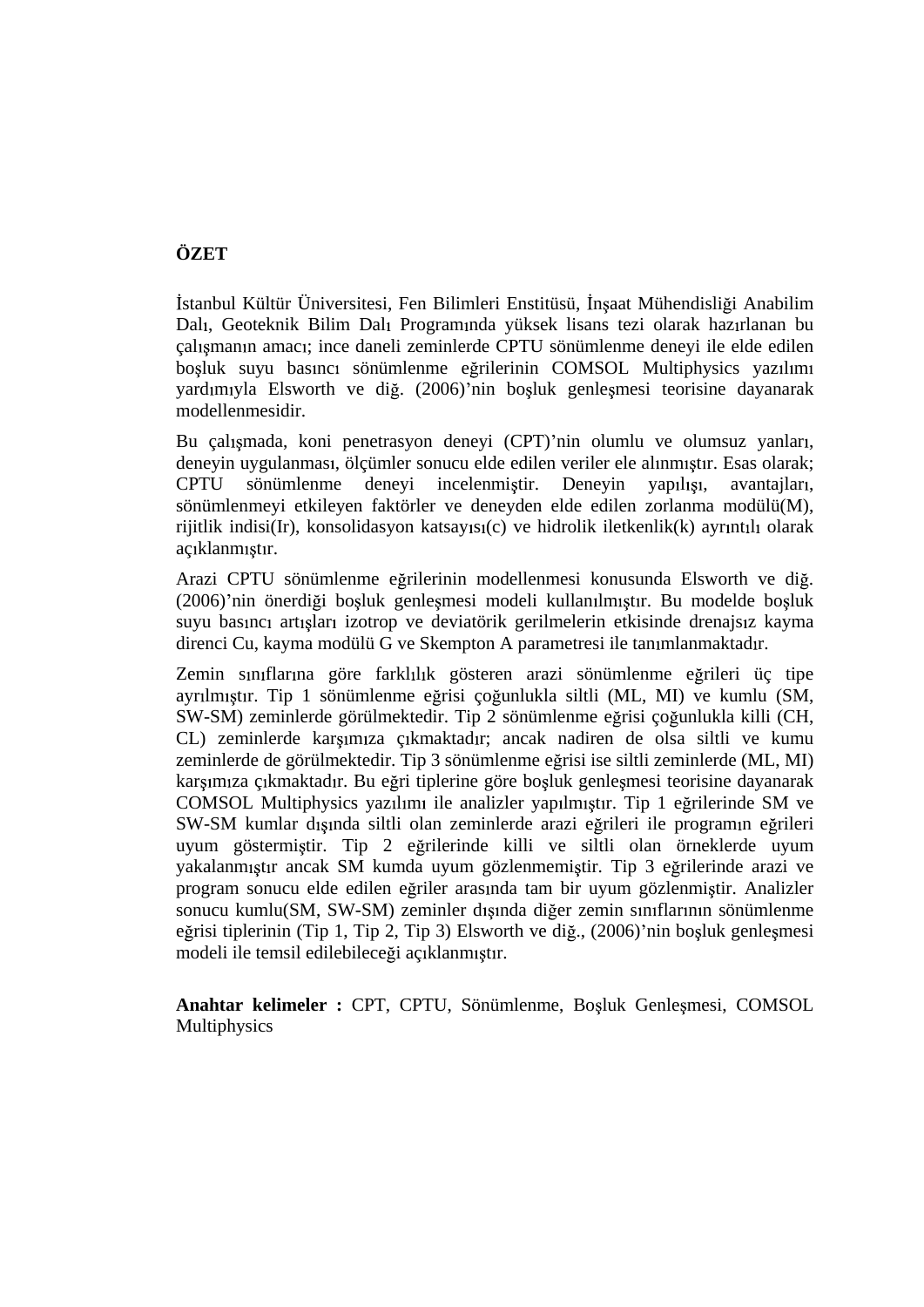**ÖZET**

İstanbul Kültür Üniversitesi, Fen Bilimleri Enstitüsü, İnşaat Mühendisliği Anabilim Dalı, Geoteknik Bilim Dalı Programında yüksek lisans tezi olarak hazırlanan bu çalışmanın amacı; ince daneli zeminlerde CPTU sönümlenme deneyi ile elde edilen boşluk suyu basıncı sönümlenme eğrilerinin COMSOL Multiphysics yazılımı yardımıyla Elsworth ve diğ. (2006)'nin boşluk genleşmesi teorisine dayanarak modellenmesidir.

Bu çalışmada, koni penetrasyon deneyi (CPT)'nin olumlu ve olumsuz yanları, deneyin uygulanması, ölçümler sonucu elde edilen veriler ele alınmıştır. Esas olarak; CPTU sönümlenme deneyi incelenmiştir. Deneyin yapılışı, avantajları, sönümlenmeyi etkileyen faktörler ve deneyden elde edilen zorlanma modülü(M), rijitlik indisi(Ir), konsolidasyon katsayısı(c) ve hidrolik iletkenlik(k) ayrıntılı olarak açıklanmıştır.

Arazi CPTU sönümlenme eğrilerinin modellenmesi konusunda Elsworth ve diğ. (2006)'nin önerdiği boşluk genleşmesi modeli kullanılmıştır. Bu modelde boşluk suyu basıncı artışları izotrop ve deviatörik gerilmelerin etkisinde drenajsız kayma direnci Cu, kayma modülü G ve Skempton A parametresi ile tanımlanmaktadır.

Zemin sınıflarına göre farklılık gösteren arazi sönümlenme eğrileri üç tipe ayrılmıştır. Tip 1 sönümlenme eğrisi çoğunlukla siltli (ML, MI) ve kumlu (SM, SW-SM) zeminlerde görülmektedir. Tip 2 sönümlenme eğrisi çoğunlukla killi (CH, CL) zeminlerde karşımıza çıkmaktadır; ancak nadiren de olsa siltli ve kumu zeminlerde de görülmektedir. Tip 3 sönümlenme eğrisi ise siltli zeminlerde (ML, MI) karşımıza çıkmaktadır. Bu eğri tiplerine göre boşluk genleşmesi teorisine dayanarak COMSOL Multiphysics yazılımı ile analizler yapılmıştır. Tip 1 eğrilerinde SM ve SW-SM kumlar dışında siltli olan zeminlerde arazi eğrileri ile programın eğrileri uyum göstermiştir. Tip 2 eğrilerinde killi ve siltli olan örneklerde uyum yakalanmıştır ancak SM kumda uyum gözlenmemiştir. Tip 3 eğrilerinde arazi ve program sonucu elde edilen eğriler arasında tam bir uyum gözlenmiştir. Analizler sonucu kumlu(SM, SW-SM) zeminler dışında diğer zemin sınıflarının sönümlenme eğrisi tiplerinin (Tip 1, Tip 2, Tip 3) Elsworth ve diğ., (2006)'nin boşluk genleşmesi modeli ile temsil edilebileceği açıklanmıştır.

**Anahtar kelimeler :** CPT, CPTU, Sönümlenme, Boşluk Genleşmesi, COMSOL Multiphysics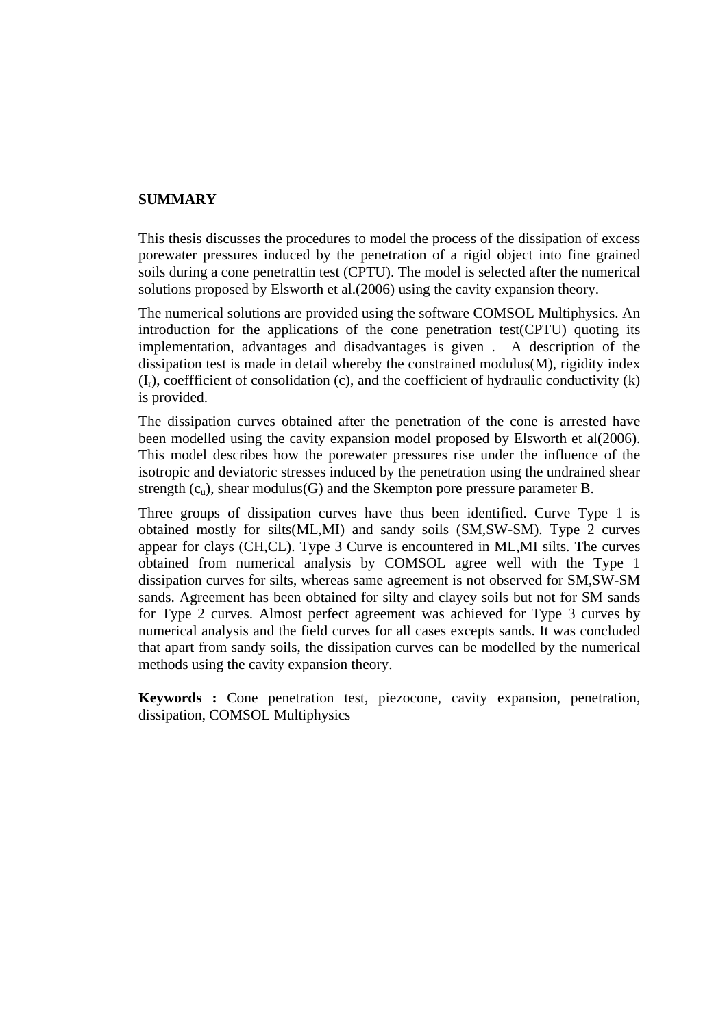**SUMMARY**

This thesis discusses the procedures to model the process of the dissipation of excess porewater pressures induced by the penetration of a rigid object into fine grained soils during a cone penetrattin test (CPTU). The model is selected after the numerical solutions proposed by Elsworth et al.(2006) using the cavity expansion theory.

The numerical solutions are provided using the software COMSOL Multiphysics. An introduction for the applications of the cone penetration test(CPTU) quoting its implementation, advantages and disadvantages is given . A description of the dissipation test is made in detail whereby the constrained modulus(M), rigidity index ($I_r$), coeffficient of consolidation (c), and the coefficient of hydraulic conductivity (k) is provided.

The dissipation curves obtained after the penetration of the cone is arrested have been modelled using the cavity expansion model proposed by Elsworth et al(2006). This model describes how the porewater pressures rise under the influence of the isotropic and deviatoric stresses induced by the penetration using the undrained shear strength ($c_u$), shear modulus(G) and the Skempton pore pressure parameter B.

Three groups of dissipation curves have thus been identified. Curve Type 1 is obtained mostly for silts(ML,MI) and sandy soils (SM,SW-SM). Type 2 curves appear for clays (CH,CL). Type 3 Curve is encountered in ML,MI silts. The curves obtained from numerical analysis by COMSOL agree well with the Type 1 dissipation curves for silts, whereas same agreement is not observed for SM,SW-SM sands. Agreement has been obtained for silty and clayey soils but not for SM sands for Type 2 curves. Almost perfect agreement was achieved for Type 3 curves by numerical analysis and the field curves for all cases excepts sands. It was concluded that apart from sandy soils, the dissipation curves can be modelled by the numerical methods using the cavity expansion theory.

**Keywords :** Cone penetration test, piezocone, cavity expansion, penetration, dissipation, COMSOL Multiphysics